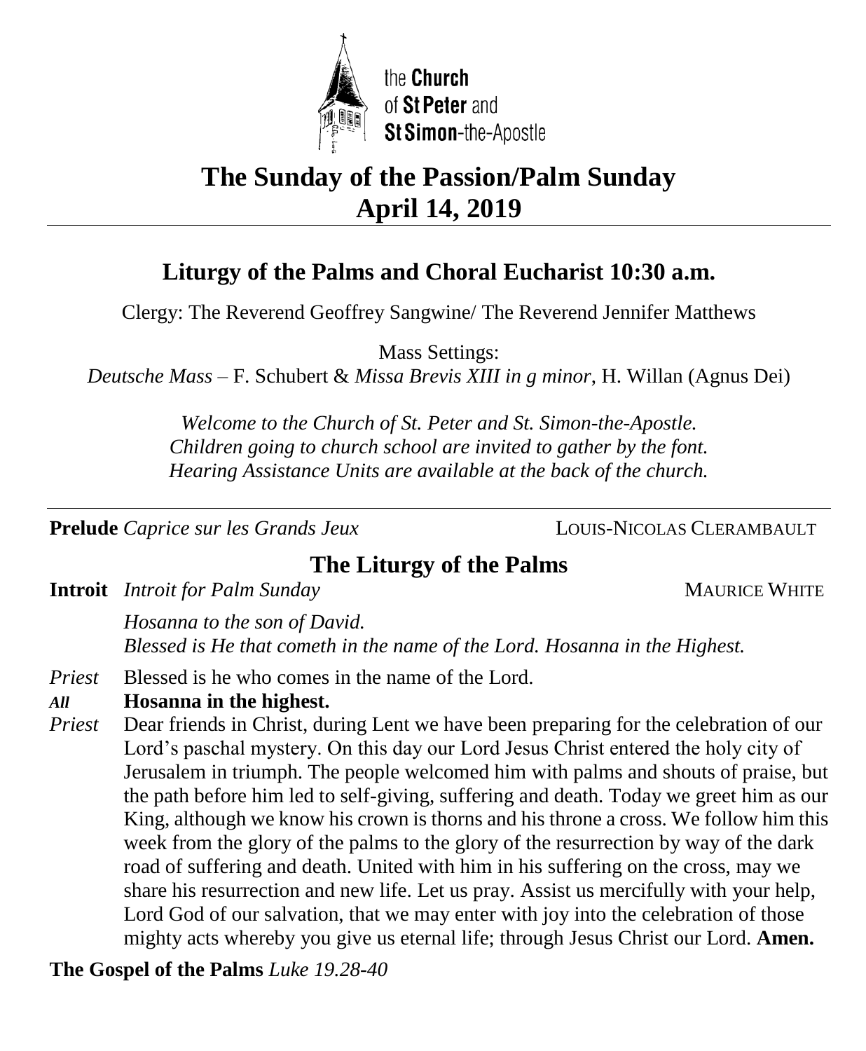the **Church** of **St Peter** and **St Simon**-the-Apostle

# The Sunday of the Passion/Palm Sunday
# April 14, 2019

## Liturgy of the Palms and Choral Eucharist 10:30 a.m.

Clergy: The Reverend Geoffrey Sangwine/ The Reverend Jennifer Matthews

Mass Settings:
*Deutsche Mass* – F. Schubert & *Missa Brevis XIII in g minor,* H. Willan (Agnus Dei)

*Welcome to the Church of St. Peter and St. Simon-the-Apostle.*
*Children going to church school are invited to gather by the font.*
*Hearing Assistance Units are available at the back of the church.*

---

**Prelude** *Caprice sur les Grands Jeux* LOUIS-NICOLAS CLERAMBAULT

## The Liturgy of the Palms

**Introit** *Introit for Palm Sunday* MAURICE WHITE

*Hosanna to the son of David.*
*Blessed is He that cometh in the name of the Lord. Hosanna in the Highest.*

*Priest* Blessed is he who comes in the name of the Lord.

***All*** **Hosanna in the highest.**

*Priest* Dear friends in Christ, during Lent we have been preparing for the celebration of our Lord's paschal mystery. On this day our Lord Jesus Christ entered the holy city of Jerusalem in triumph. The people welcomed him with palms and shouts of praise, but the path before him led to self-giving, suffering and death. Today we greet him as our King, although we know his crown is thorns and his throne a cross. We follow him this week from the glory of the palms to the glory of the resurrection by way of the dark road of suffering and death. United with him in his suffering on the cross, may we share his resurrection and new life. Let us pray. Assist us mercifully with your help, Lord God of our salvation, that we may enter with joy into the celebration of those mighty acts whereby you give us eternal life; through Jesus Christ our Lord. **Amen.**

**The Gospel of the Palms** *Luke 19.28-40*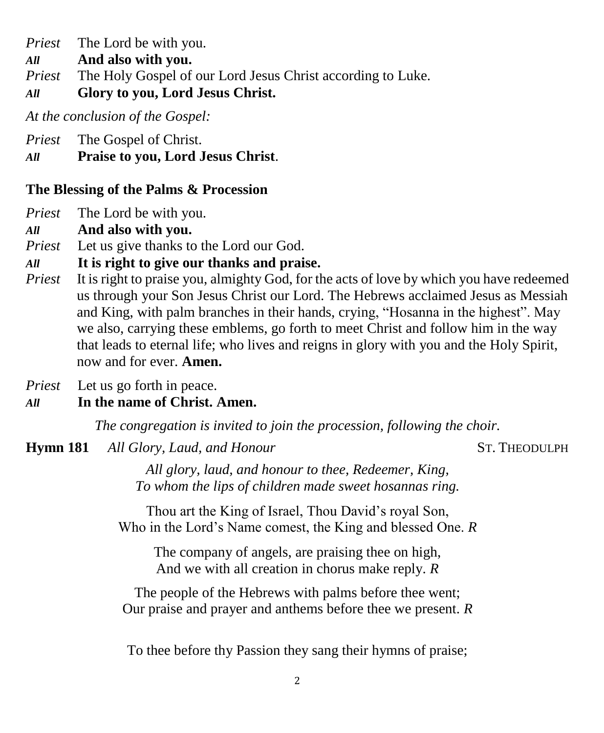*Priest* The Lord be with you.
***All*** **And also with you.**
*Priest* The Holy Gospel of our Lord Jesus Christ according to Luke.
***All*** **Glory to you, Lord Jesus Christ.**

*At the conclusion of the Gospel:*

*Priest* The Gospel of Christ.
***All*** **Praise to you, Lord Jesus Christ**.

**The Blessing of the Palms & Procession**

*Priest* The Lord be with you.
***All*** **And also with you.**
*Priest* Let us give thanks to the Lord our God.
***All*** **It is right to give our thanks and praise.**
*Priest* It is right to praise you, almighty God, for the acts of love by which you have redeemed us through your Son Jesus Christ our Lord. The Hebrews acclaimed Jesus as Messiah and King, with palm branches in their hands, crying, "Hosanna in the highest". May we also, carrying these emblems, go forth to meet Christ and follow him in the way that leads to eternal life; who lives and reigns in glory with you and the Holy Spirit, now and for ever. **Amen.**

*Priest* Let us go forth in peace.
***All*** **In the name of Christ. Amen.**

*The congregation is invited to join the procession, following the choir.*

**Hymn 181** *All Glory, Laud, and Honour* ST. THEODULPH

*All glory, laud, and honour to thee, Redeemer, King,*
*To whom the lips of children made sweet hosannas ring.*

Thou art the King of Israel, Thou David's royal Son,
Who in the Lord's Name comest, the King and blessed One. *R*

The company of angels, are praising thee on high,
And we with all creation in chorus make reply. *R*

The people of the Hebrews with palms before thee went;
Our praise and prayer and anthems before thee we present. *R*

To thee before thy Passion they sang their hymns of praise;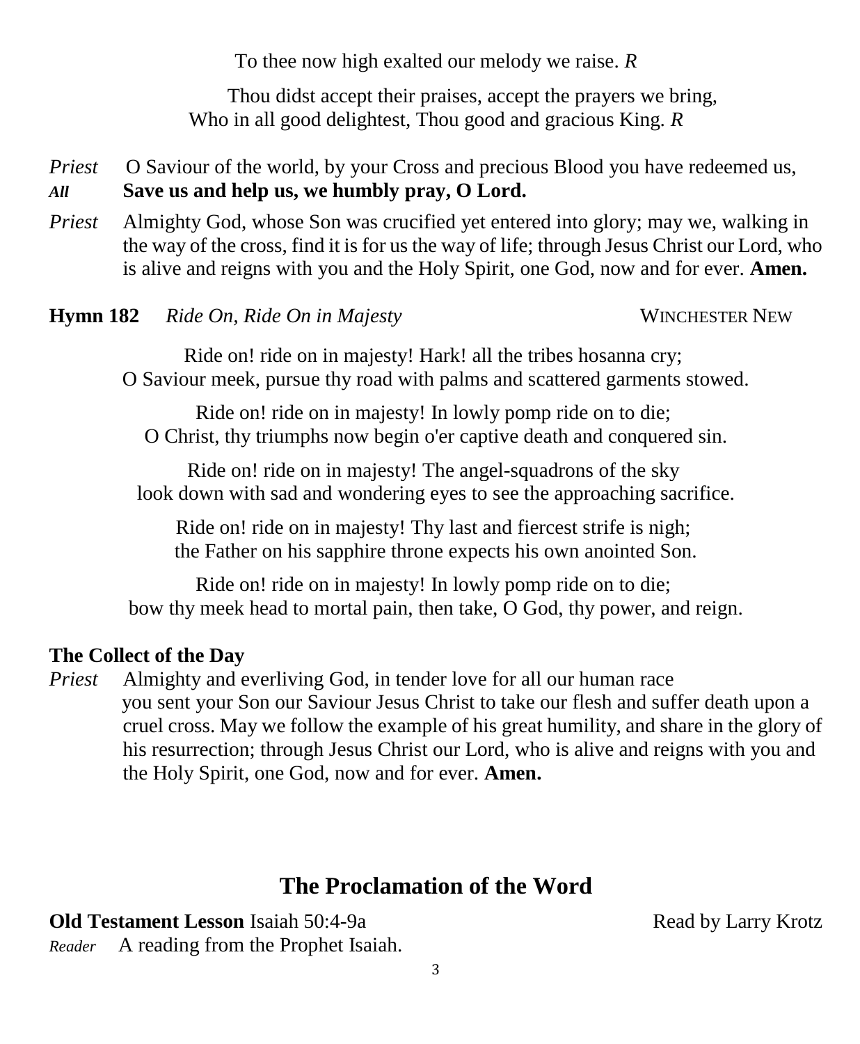To thee now high exalted our melody we raise. *R*

Thou didst accept their praises, accept the prayers we bring,
Who in all good delightest, Thou good and gracious King. *R*

*Priest* O Saviour of the world, by your Cross and precious Blood you have redeemed us,
***All*** **Save us and help us, we humbly pray, O Lord.**

*Priest* Almighty God, whose Son was crucified yet entered into glory; may we, walking in the way of the cross, find it is for us the way of life; through Jesus Christ our Lord, who is alive and reigns with you and the Holy Spirit, one God, now and for ever. **Amen.**

**Hymn 182** *Ride On, Ride On in Majesty* WINCHESTER NEW

Ride on! ride on in majesty! Hark! all the tribes hosanna cry;
O Saviour meek, pursue thy road with palms and scattered garments stowed.

Ride on! ride on in majesty! In lowly pomp ride on to die;
O Christ, thy triumphs now begin o'er captive death and conquered sin.

Ride on! ride on in majesty! The angel-squadrons of the sky
look down with sad and wondering eyes to see the approaching sacrifice.

Ride on! ride on in majesty! Thy last and fiercest strife is nigh;
the Father on his sapphire throne expects his own anointed Son.

Ride on! ride on in majesty! In lowly pomp ride on to die;
bow thy meek head to mortal pain, then take, O God, thy power, and reign.

**The Collect of the Day**

*Priest* Almighty and everliving God, in tender love for all our human race you sent your Son our Saviour Jesus Christ to take our flesh and suffer death upon a cruel cross. May we follow the example of his great humility, and share in the glory of his resurrection; through Jesus Christ our Lord, who is alive and reigns with you and the Holy Spirit, one God, now and for ever. **Amen.**

## The Proclamation of the Word

**Old Testament Lesson** Isaiah 50:4-9a Read by Larry Krotz

*Reader* A reading from the Prophet Isaiah.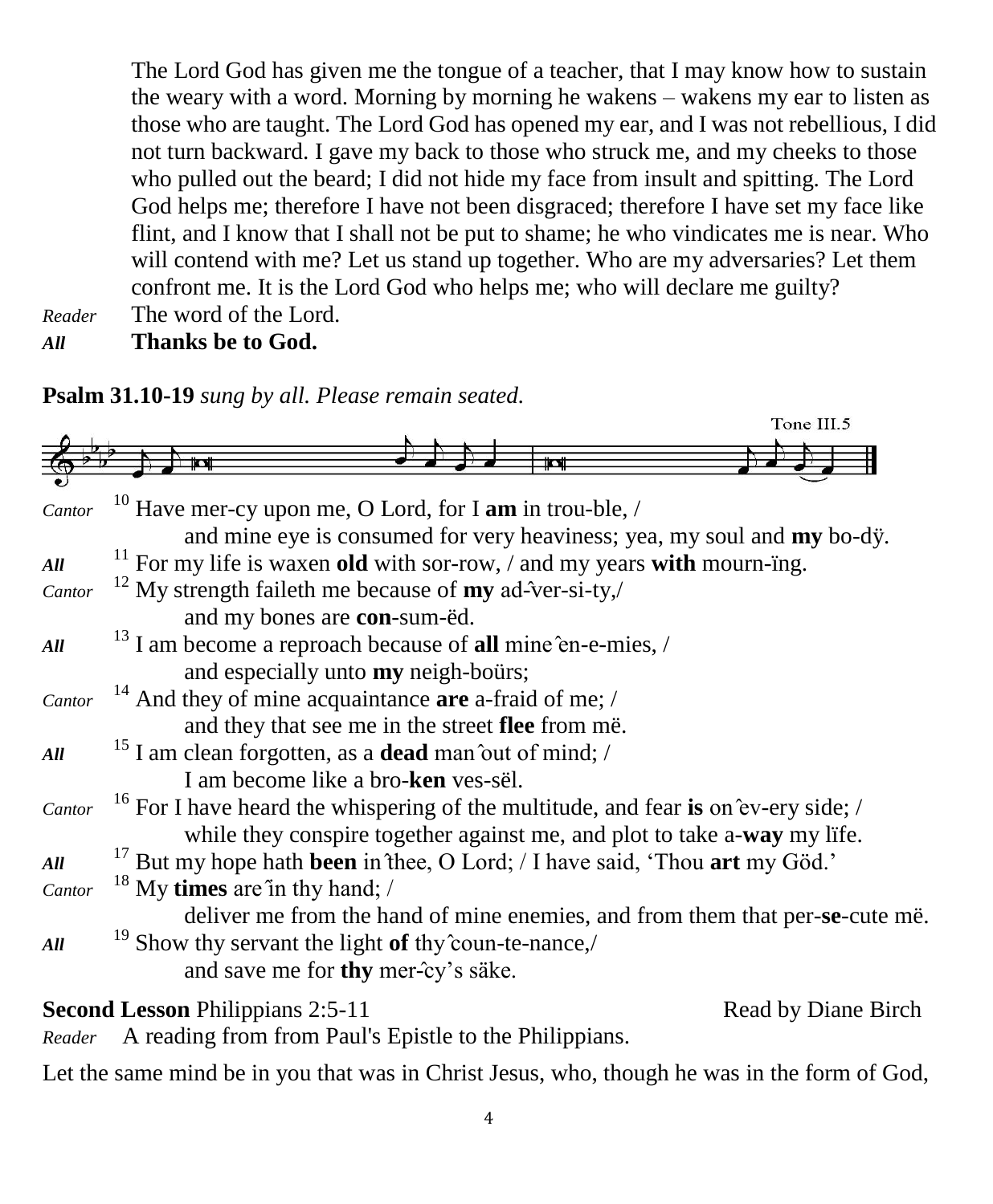The Lord God has given me the tongue of a teacher, that I may know how to sustain the weary with a word. Morning by morning he wakens – wakens my ear to listen as those who are taught. The Lord God has opened my ear, and I was not rebellious, I did not turn backward. I gave my back to those who struck me, and my cheeks to those who pulled out the beard; I did not hide my face from insult and spitting. The Lord God helps me; therefore I have not been disgraced; therefore I have set my face like flint, and I know that I shall not be put to shame; he who vindicates me is near. Who will contend with me? Let us stand up together. Who are my adversaries? Let them confront me. It is the Lord God who helps me; who will declare me guilty?

*Reader* The word of the Lord.

***All*** **Thanks be to God.**

**Psalm 31.10-19** *sung by all. Please remain seated.*

Tone III.5

*Cantor* [10] Have mer-cy upon me, O Lord, for I **am** in trou-ble, /
and mine eye is consumed for very heaviness; yea, my soul and **my** bo-dÿ.

***All*** [11] For my life is waxen **old** with sor-row, / and my years **with** mourn-ïng.

*Cantor* [12] My strength faileth me because of **my** ad-̂ver-si-ty,/
and my bones are **con**-sum-ëd.

***All*** [13] I am become a reproach because of **all** mine ̂en-e-mies, /
and especially unto **my** neigh-boürs;

*Cantor* [14] And they of mine acquaintance **are** a-fraid of me; /
and they that see me in the street **flee** from më.

***All*** [15] I am clean forgotten, as a **dead** man ̂out of mind; /
I am become like a bro-**ken** ves-sël.

*Cantor* [16] For I have heard the whispering of the multitude, and fear **is** on ̂ev-ery side; /
while they conspire together against me, and plot to take a-**way** my lïfe.

***All*** [17] But my hope hath **been** in ̂thee, O Lord; / I have said, 'Thou **art** my Göd.'

*Cantor* [18] My **times** are ̂in thy hand; /
deliver me from the hand of mine enemies, and from them that per-**se**-cute më.

***All*** [19] Show thy servant the light **of** thy ̂coun-te-nance,/
and save me for **thy** mer-̂cy's säke.

**Second Lesson** Philippians 2:5-11 Read by Diane Birch

*Reader* A reading from from Paul's Epistle to the Philippians.

Let the same mind be in you that was in Christ Jesus, who, though he was in the form of God,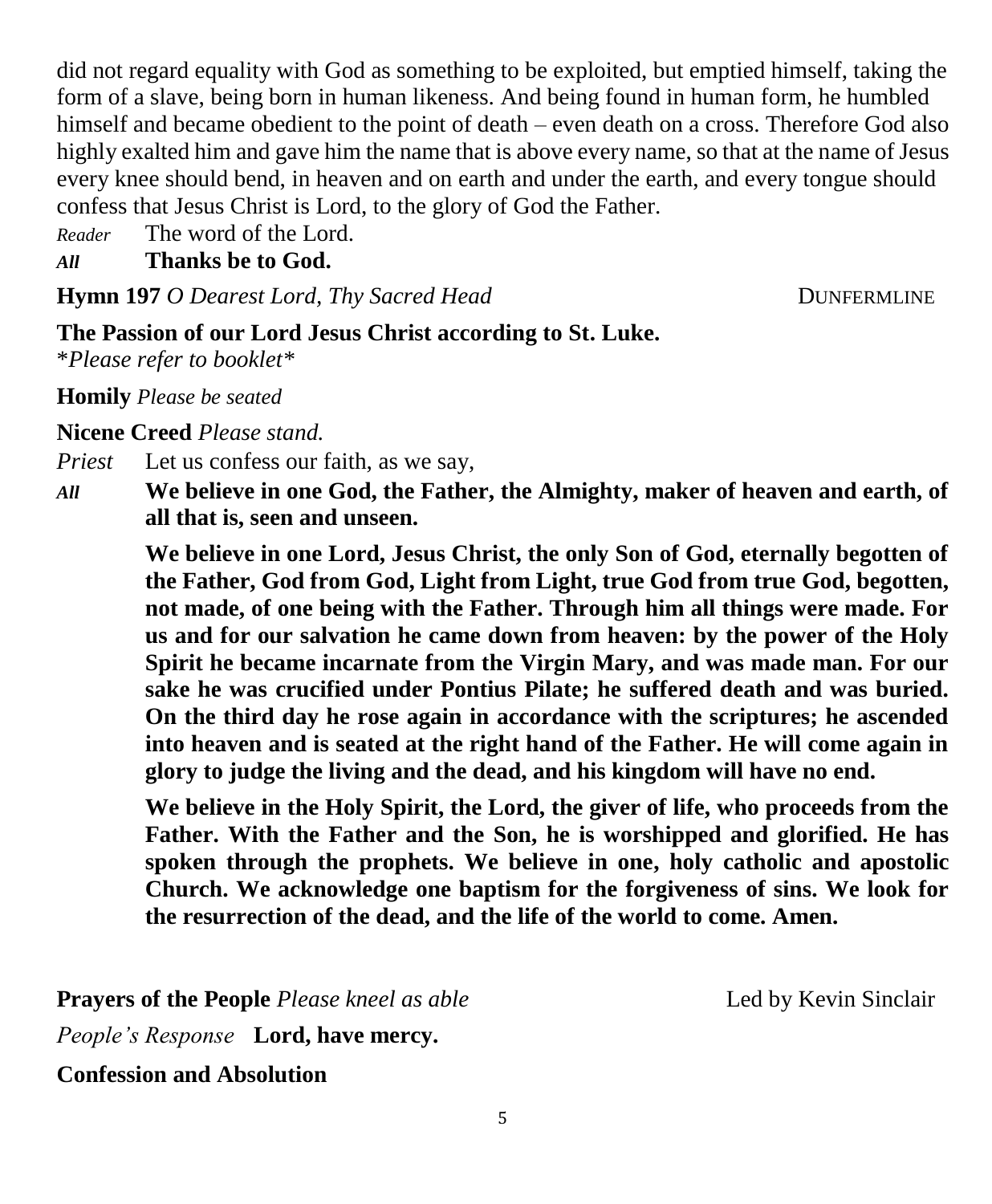did not regard equality with God as something to be exploited, but emptied himself, taking the form of a slave, being born in human likeness. And being found in human form, he humbled himself and became obedient to the point of death – even death on a cross. Therefore God also highly exalted him and gave him the name that is above every name, so that at the name of Jesus every knee should bend, in heaven and on earth and under the earth, and every tongue should confess that Jesus Christ is Lord, to the glory of God the Father.

*Reader* The word of the Lord.

***All*** **Thanks be to God.**

**Hymn 197** *O Dearest Lord, Thy Sacred Head* DUNFERMLINE

**The Passion of our Lord Jesus Christ according to St. Luke.**
*\*Please refer to booklet\**

**Homily** *Please be seated*

**Nicene Creed** *Please stand.*

*Priest* Let us confess our faith, as we say,

***All*** **We believe in one God, the Father, the Almighty, maker of heaven and earth, of all that is, seen and unseen.**

**We believe in one Lord, Jesus Christ, the only Son of God, eternally begotten of the Father, God from God, Light from Light, true God from true God, begotten, not made, of one being with the Father. Through him all things were made. For us and for our salvation he came down from heaven: by the power of the Holy Spirit he became incarnate from the Virgin Mary, and was made man. For our sake he was crucified under Pontius Pilate; he suffered death and was buried. On the third day he rose again in accordance with the scriptures; he ascended into heaven and is seated at the right hand of the Father. He will come again in glory to judge the living and the dead, and his kingdom will have no end.**

**We believe in the Holy Spirit, the Lord, the giver of life, who proceeds from the Father. With the Father and the Son, he is worshipped and glorified. He has spoken through the prophets. We believe in one, holy catholic and apostolic Church. We acknowledge one baptism for the forgiveness of sins. We look for the resurrection of the dead, and the life of the world to come. Amen.**

**Prayers of the People** *Please kneel as able* Led by Kevin Sinclair

*People's Response* **Lord, have mercy.**

**Confession and Absolution**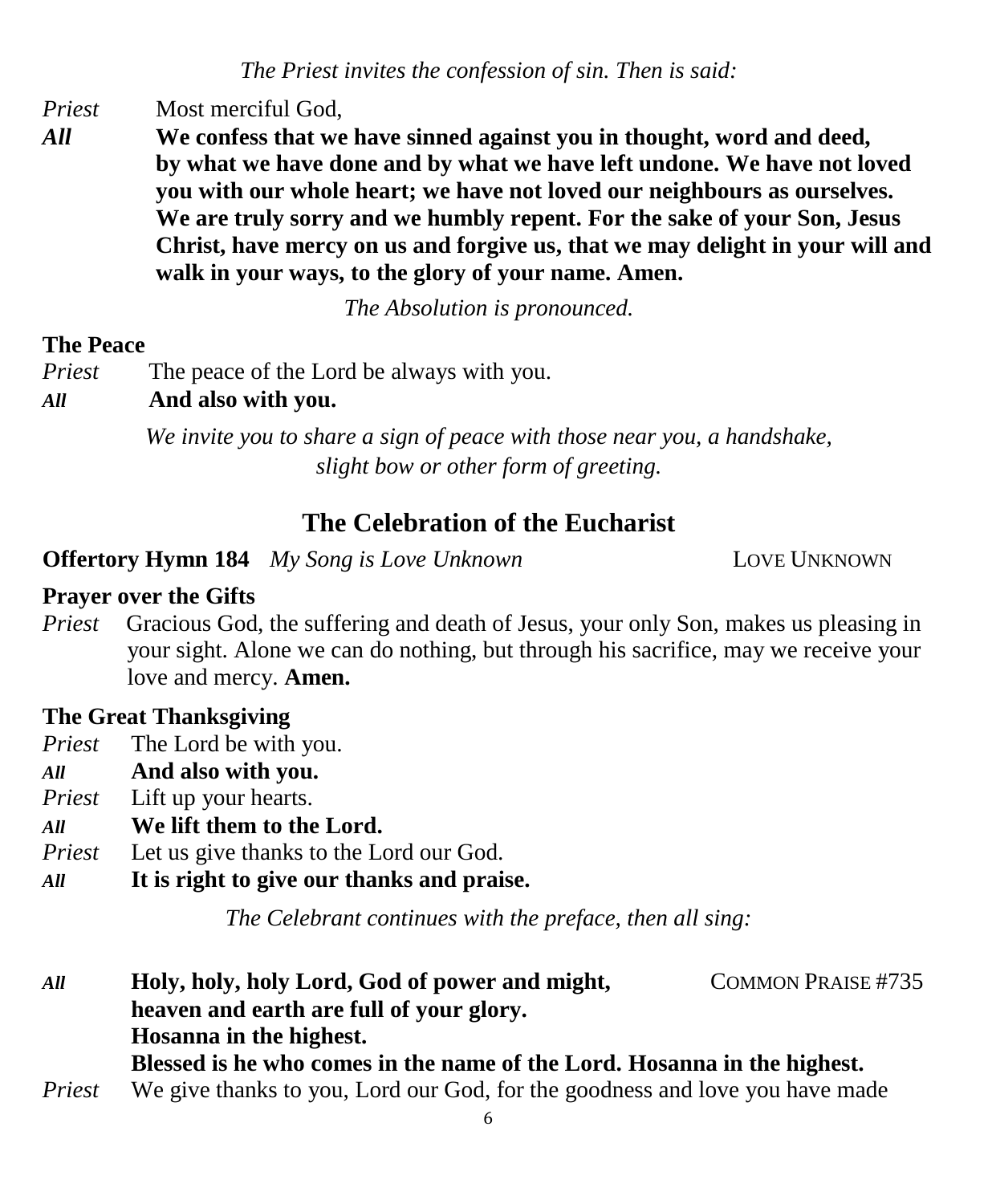*The Priest invites the confession of sin. Then is said:*

*Priest* Most merciful God,

***All*** **We confess that we have sinned against you in thought, word and deed, by what we have done and by what we have left undone. We have not loved you with our whole heart; we have not loved our neighbours as ourselves. We are truly sorry and we humbly repent. For the sake of your Son, Jesus Christ, have mercy on us and forgive us, that we may delight in your will and walk in your ways, to the glory of your name. Amen.**

*The Absolution is pronounced.*

**The Peace**

*Priest* The peace of the Lord be always with you.

***All*** **And also with you.**

*We invite you to share a sign of peace with those near you, a handshake, slight bow or other form of greeting.*

## The Celebration of the Eucharist

**Offertory Hymn 184** *My Song is Love Unknown* LOVE UNKNOWN

**Prayer over the Gifts**

*Priest* Gracious God, the suffering and death of Jesus, your only Son, makes us pleasing in your sight. Alone we can do nothing, but through his sacrifice, may we receive your love and mercy. **Amen.**

**The Great Thanksgiving**

*Priest* The Lord be with you.

***All*** **And also with you.**

*Priest* Lift up your hearts.

***All*** **We lift them to the Lord.**

*Priest* Let us give thanks to the Lord our God.

***All*** **It is right to give our thanks and praise.**

*The Celebrant continues with the preface, then all sing:*

***All*** **Holy, holy, holy Lord, God of power and might,** COMMON PRAISE #735
**heaven and earth are full of your glory.**
**Hosanna in the highest.**
**Blessed is he who comes in the name of the Lord. Hosanna in the highest.**

*Priest* We give thanks to you, Lord our God, for the goodness and love you have made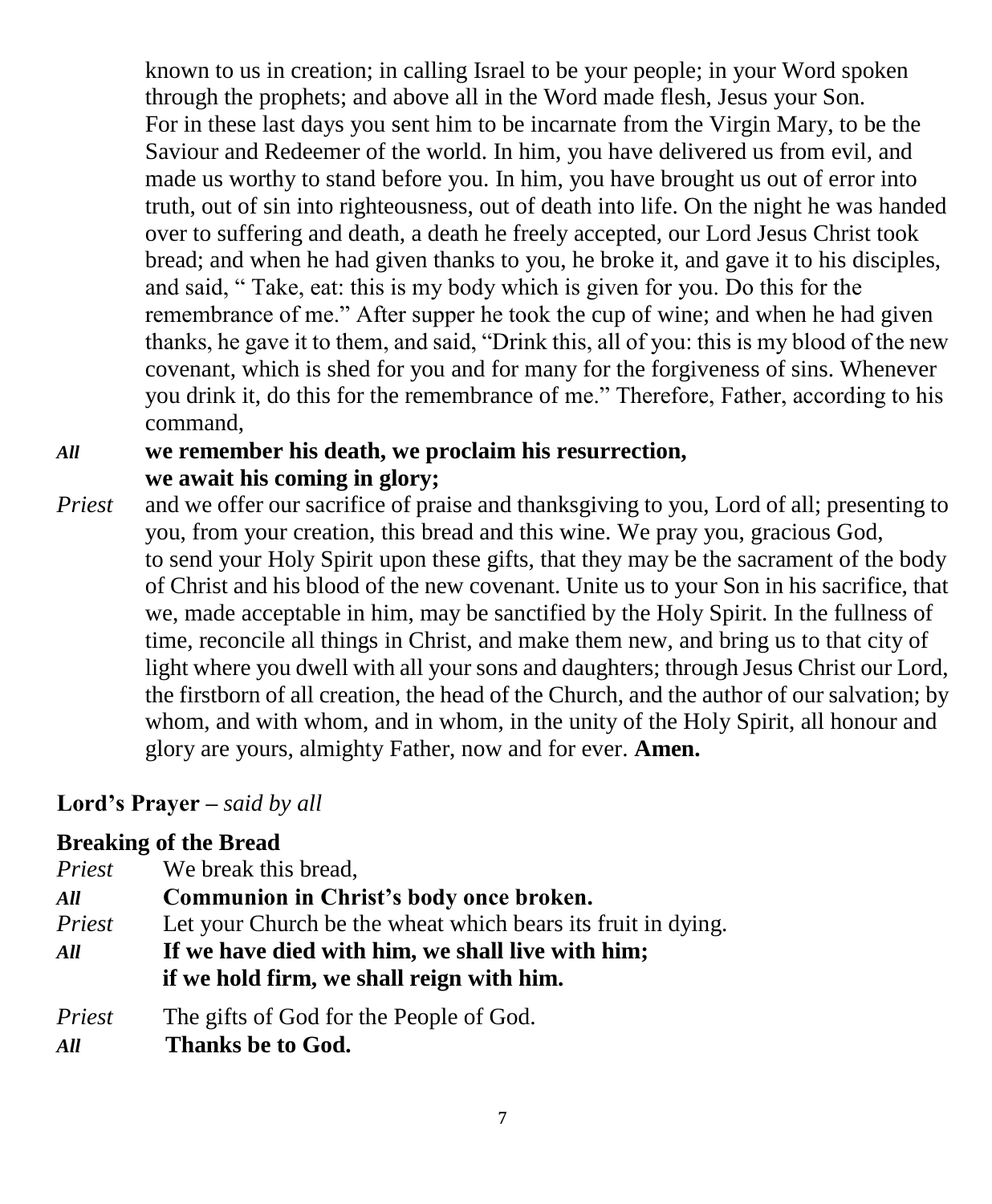known to us in creation; in calling Israel to be your people; in your Word spoken through the prophets; and above all in the Word made flesh, Jesus your Son. For in these last days you sent him to be incarnate from the Virgin Mary, to be the Saviour and Redeemer of the world. In him, you have delivered us from evil, and made us worthy to stand before you. In him, you have brought us out of error into truth, out of sin into righteousness, out of death into life. On the night he was handed over to suffering and death, a death he freely accepted, our Lord Jesus Christ took bread; and when he had given thanks to you, he broke it, and gave it to his disciples, and said, " Take, eat: this is my body which is given for you. Do this for the remembrance of me." After supper he took the cup of wine; and when he had given thanks, he gave it to them, and said, "Drink this, all of you: this is my blood of the new covenant, which is shed for you and for many for the forgiveness of sins. Whenever you drink it, do this for the remembrance of me." Therefore, Father, according to his command,

***All*** **we remember his death, we proclaim his resurrection,**
**we await his coming in glory;**

*Priest* and we offer our sacrifice of praise and thanksgiving to you, Lord of all; presenting to you, from your creation, this bread and this wine. We pray you, gracious God, to send your Holy Spirit upon these gifts, that they may be the sacrament of the body of Christ and his blood of the new covenant. Unite us to your Son in his sacrifice, that we, made acceptable in him, may be sanctified by the Holy Spirit. In the fullness of time, reconcile all things in Christ, and make them new, and bring us to that city of light where you dwell with all your sons and daughters; through Jesus Christ our Lord, the firstborn of all creation, the head of the Church, and the author of our salvation; by whom, and with whom, and in whom, in the unity of the Holy Spirit, all honour and glory are yours, almighty Father, now and for ever. **Amen.**

**Lord's Prayer –** *said by all*

**Breaking of the Bread**

*Priest* We break this bread,

***All*** **Communion in Christ's body once broken.**

*Priest* Let your Church be the wheat which bears its fruit in dying.

***All*** **If we have died with him, we shall live with him;**
**if we hold firm, we shall reign with him.**

*Priest* The gifts of God for the People of God.

***All*** **Thanks be to God.**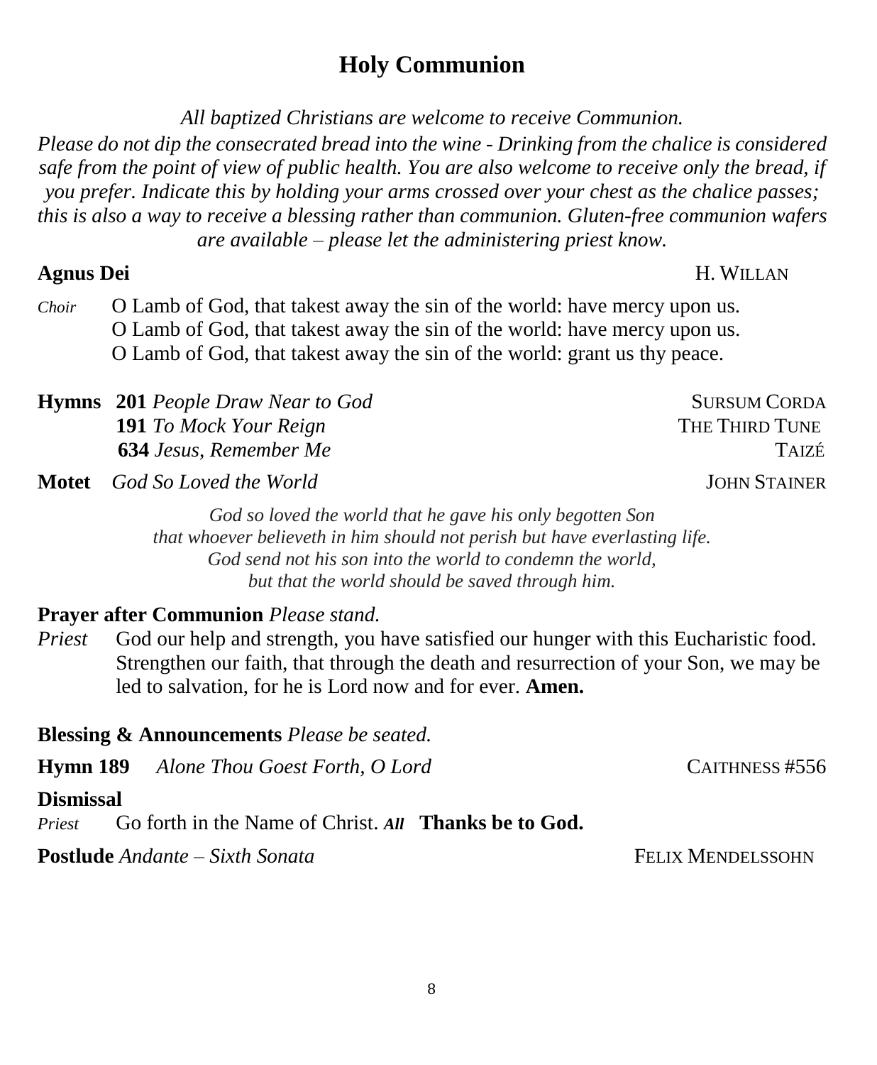# Holy Communion

*All baptized Christians are welcome to receive Communion.*
*Please do not dip the consecrated bread into the wine - Drinking from the chalice is considered safe from the point of view of public health. You are also welcome to receive only the bread, if you prefer. Indicate this by holding your arms crossed over your chest as the chalice passes; this is also a way to receive a blessing rather than communion. Gluten-free communion wafers are available – please let the administering priest know.*

**Agnus Dei** H. WILLAN

*Choir* O Lamb of God, that takest away the sin of the world: have mercy upon us.
O Lamb of God, that takest away the sin of the world: have mercy upon us.
O Lamb of God, that takest away the sin of the world: grant us thy peace.

**Hymns** **201** *People Draw Near to God* SURSUM CORDA
**191** *To Mock Your Reign* THE THIRD TUNE
**634** *Jesus, Remember Me* TAIZÉ

**Motet** *God So Loved the World* JOHN STAINER

*God so loved the world that he gave his only begotten Son*
*that whoever believeth in him should not perish but have everlasting life.*
*God send not his son into the world to condemn the world,*
*but that the world should be saved through him.*

**Prayer after Communion** *Please stand.*

*Priest* God our help and strength, you have satisfied our hunger with this Eucharistic food. Strengthen our faith, that through the death and resurrection of your Son, we may be led to salvation, for he is Lord now and for ever. **Amen.**

**Blessing & Announcements** *Please be seated.*

**Hymn 189** *Alone Thou Goest Forth, O Lord* CAITHNESS #556

**Dismissal**

*Priest* Go forth in the Name of Christ. ***All*** **Thanks be to God.**

**Postlude** *Andante – Sixth Sonata* FELIX MENDELSSOHN